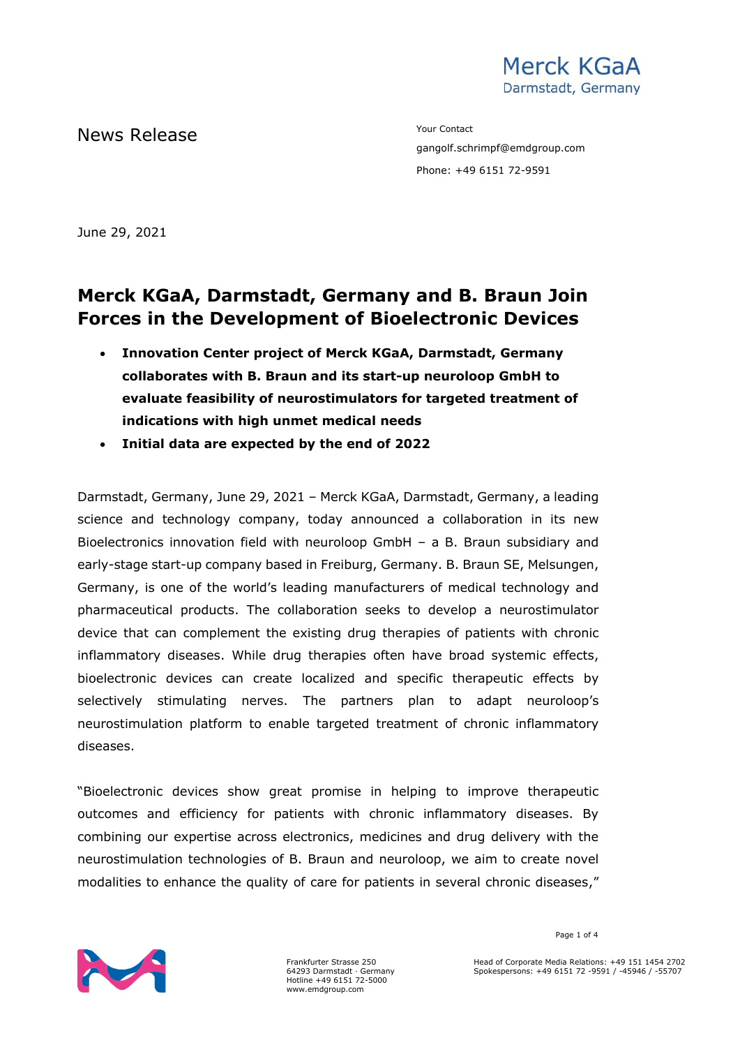Merck KGaA
Darmstadt, Germany

News Release

Your Contact
gangolf.schrimpf@emdgroup.com
Phone: +49 6151 72-9591

June 29, 2021

# Merck KGaA, Darmstadt, Germany and B. Braun Join Forces in the Development of Bioelectronic Devices

- **Innovation Center project of Merck KGaA, Darmstadt, Germany collaborates with B. Braun and its start-up neuroloop GmbH to evaluate feasibility of neurostimulators for targeted treatment of indications with high unmet medical needs**
- **Initial data are expected by the end of 2022**

Darmstadt, Germany, June 29, 2021 – Merck KGaA, Darmstadt, Germany, a leading science and technology company, today announced a collaboration in its new Bioelectronics innovation field with neuroloop GmbH – a B. Braun subsidiary and early-stage start-up company based in Freiburg, Germany. B. Braun SE, Melsungen, Germany, is one of the world's leading manufacturers of medical technology and pharmaceutical products. The collaboration seeks to develop a neurostimulator device that can complement the existing drug therapies of patients with chronic inflammatory diseases. While drug therapies often have broad systemic effects, bioelectronic devices can create localized and specific therapeutic effects by selectively stimulating nerves. The partners plan to adapt neuroloop's neurostimulation platform to enable targeted treatment of chronic inflammatory diseases.

"Bioelectronic devices show great promise in helping to improve therapeutic outcomes and efficiency for patients with chronic inflammatory diseases. By combining our expertise across electronics, medicines and drug delivery with the neurostimulation technologies of B. Braun and neuroloop, we aim to create novel modalities to enhance the quality of care for patients in several chronic diseases,"

Frankfurter Strasse 250
64293 Darmstadt · Germany
Hotline +49 6151 72-5000
www.emdgroup.com

Head of Corporate Media Relations: +49 151 1454 2702
Spokespersons: +49 6151 72 -9591 / -45946 / -55707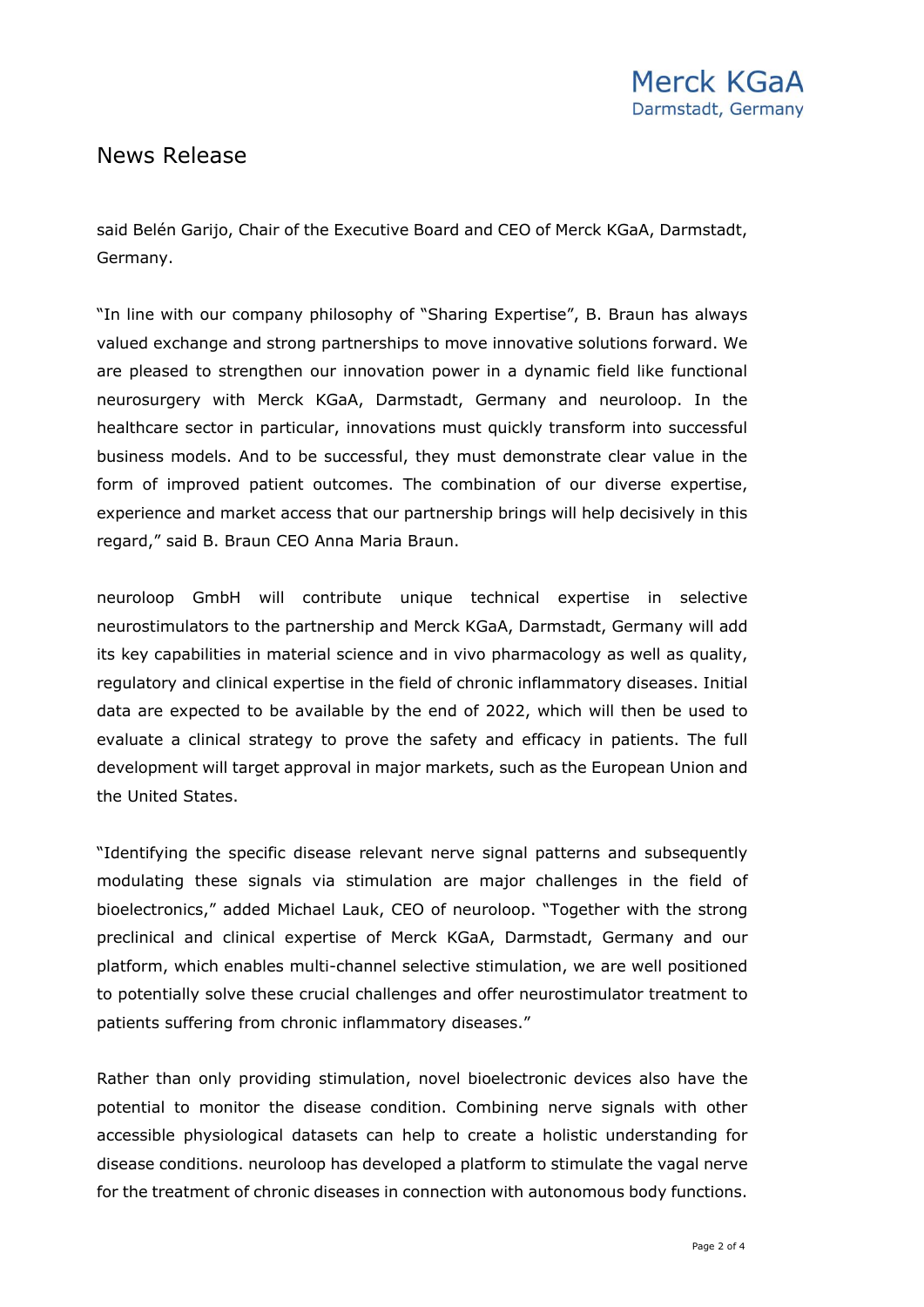said Belén Garijo, Chair of the Executive Board and CEO of Merck KGaA, Darmstadt, Germany.

"In line with our company philosophy of "Sharing Expertise", B. Braun has always valued exchange and strong partnerships to move innovative solutions forward. We are pleased to strengthen our innovation power in a dynamic field like functional neurosurgery with Merck KGaA, Darmstadt, Germany and neuroloop. In the healthcare sector in particular, innovations must quickly transform into successful business models. And to be successful, they must demonstrate clear value in the form of improved patient outcomes. The combination of our diverse expertise, experience and market access that our partnership brings will help decisively in this regard," said B. Braun CEO Anna Maria Braun.

neuroloop GmbH will contribute unique technical expertise in selective neurostimulators to the partnership and Merck KGaA, Darmstadt, Germany will add its key capabilities in material science and in vivo pharmacology as well as quality, regulatory and clinical expertise in the field of chronic inflammatory diseases. Initial data are expected to be available by the end of 2022, which will then be used to evaluate a clinical strategy to prove the safety and efficacy in patients. The full development will target approval in major markets, such as the European Union and the United States.

"Identifying the specific disease relevant nerve signal patterns and subsequently modulating these signals via stimulation are major challenges in the field of bioelectronics," added Michael Lauk, CEO of neuroloop. "Together with the strong preclinical and clinical expertise of Merck KGaA, Darmstadt, Germany and our platform, which enables multi-channel selective stimulation, we are well positioned to potentially solve these crucial challenges and offer neurostimulator treatment to patients suffering from chronic inflammatory diseases."

Rather than only providing stimulation, novel bioelectronic devices also have the potential to monitor the disease condition. Combining nerve signals with other accessible physiological datasets can help to create a holistic understanding for disease conditions. neuroloop has developed a platform to stimulate the vagal nerve for the treatment of chronic diseases in connection with autonomous body functions.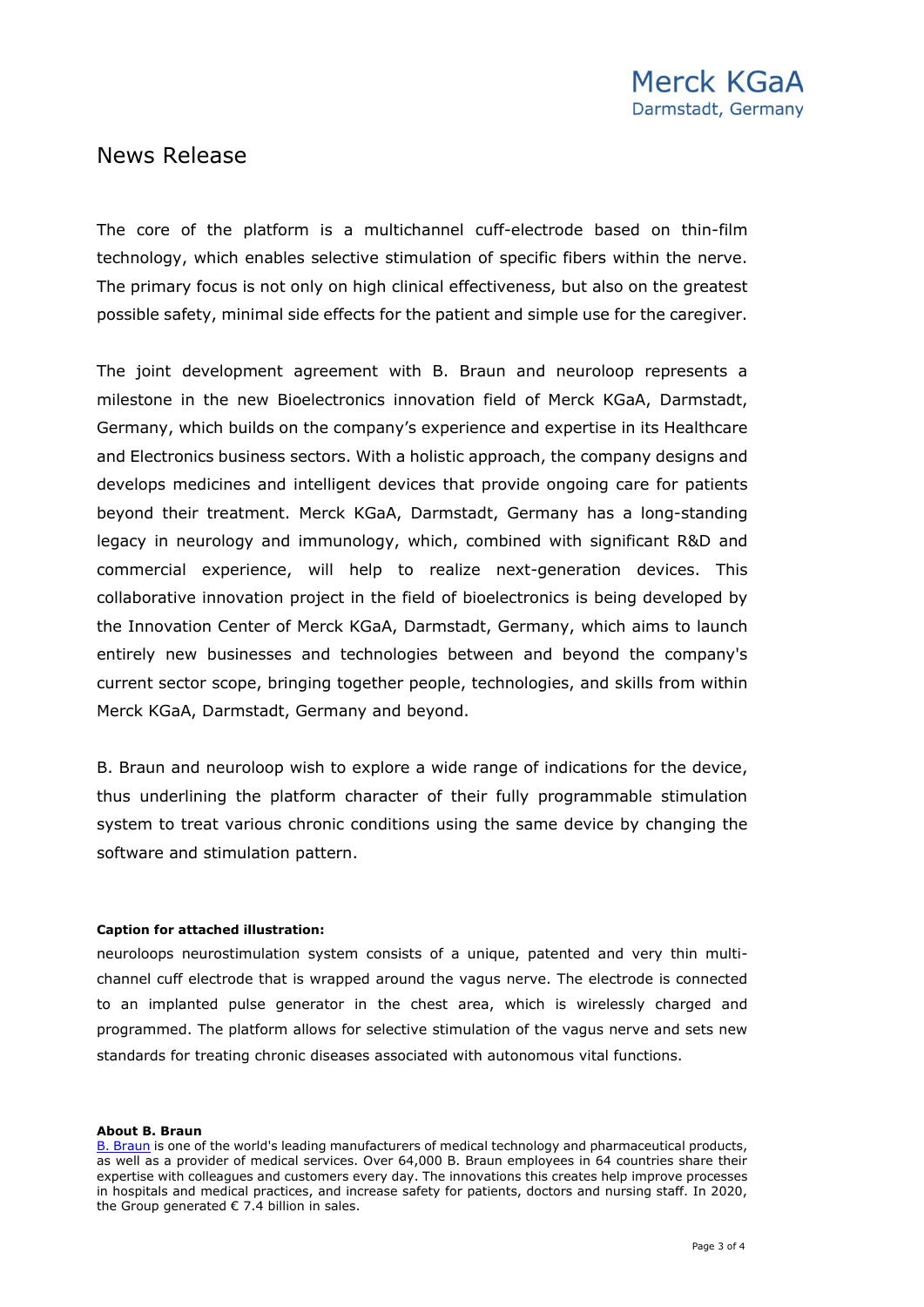## News Release

The core of the platform is a multichannel cuff-electrode based on thin-film technology, which enables selective stimulation of specific fibers within the nerve. The primary focus is not only on high clinical effectiveness, but also on the greatest possible safety, minimal side effects for the patient and simple use for the caregiver.

The joint development agreement with B. Braun and neuroloop represents a milestone in the new Bioelectronics innovation field of Merck KGaA, Darmstadt, Germany, which builds on the company's experience and expertise in its Healthcare and Electronics business sectors. With a holistic approach, the company designs and develops medicines and intelligent devices that provide ongoing care for patients beyond their treatment. Merck KGaA, Darmstadt, Germany has a long-standing legacy in neurology and immunology, which, combined with significant R&D and commercial experience, will help to realize next-generation devices. This collaborative innovation project in the field of bioelectronics is being developed by the Innovation Center of Merck KGaA, Darmstadt, Germany, which aims to launch entirely new businesses and technologies between and beyond the company's current sector scope, bringing together people, technologies, and skills from within Merck KGaA, Darmstadt, Germany and beyond.

B. Braun and neuroloop wish to explore a wide range of indications for the device, thus underlining the platform character of their fully programmable stimulation system to treat various chronic conditions using the same device by changing the software and stimulation pattern.

**Caption for attached illustration:**

neuroloops neurostimulation system consists of a unique, patented and very thin multi-channel cuff electrode that is wrapped around the vagus nerve. The electrode is connected to an implanted pulse generator in the chest area, which is wirelessly charged and programmed. The platform allows for selective stimulation of the vagus nerve and sets new standards for treating chronic diseases associated with autonomous vital functions.

**About B. Braun**

B. Braun is one of the world's leading manufacturers of medical technology and pharmaceutical products, as well as a provider of medical services. Over 64,000 B. Braun employees in 64 countries share their expertise with colleagues and customers every day. The innovations this creates help improve processes in hospitals and medical practices, and increase safety for patients, doctors and nursing staff. In 2020, the Group generated € 7.4 billion in sales.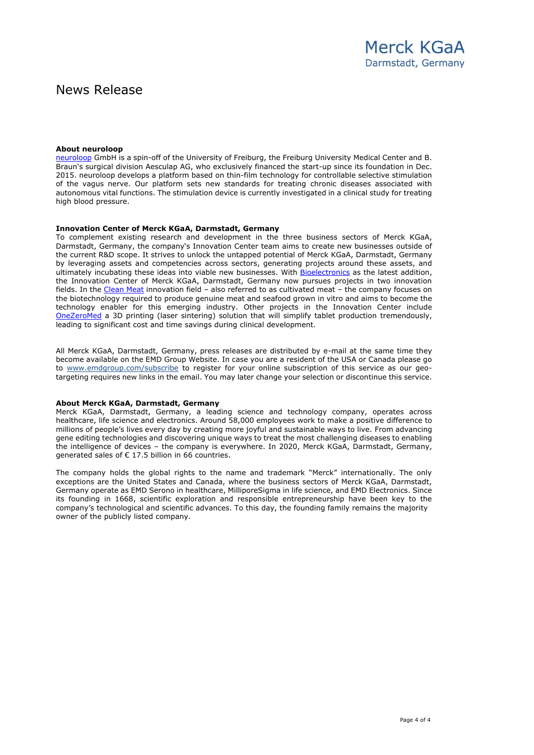**About neuroloop**

neuroloop GmbH is a spin-off of the University of Freiburg, the Freiburg University Medical Center and B. Braun's surgical division Aesculap AG, who exclusively financed the start-up since its foundation in Dec. 2015. neuroloop develops a platform based on thin-film technology for controllable selective stimulation of the vagus nerve. Our platform sets new standards for treating chronic diseases associated with autonomous vital functions. The stimulation device is currently investigated in a clinical study for treating high blood pressure.

**Innovation Center of Merck KGaA, Darmstadt, Germany**

To complement existing research and development in the three business sectors of Merck KGaA, Darmstadt, Germany, the company's Innovation Center team aims to create new businesses outside of the current R&D scope. It strives to unlock the untapped potential of Merck KGaA, Darmstadt, Germany by leveraging assets and competencies across sectors, generating projects around these assets, and ultimately incubating these ideas into viable new businesses. With Bioelectronics as the latest addition, the Innovation Center of Merck KGaA, Darmstadt, Germany now pursues projects in two innovation fields. In the Clean Meat innovation field – also referred to as cultivated meat – the company focuses on the biotechnology required to produce genuine meat and seafood grown in vitro and aims to become the technology enabler for this emerging industry. Other projects in the Innovation Center include OneZeroMed a 3D printing (laser sintering) solution that will simplify tablet production tremendously, leading to significant cost and time savings during clinical development.

All Merck KGaA, Darmstadt, Germany, press releases are distributed by e-mail at the same time they become available on the EMD Group Website. In case you are a resident of the USA or Canada please go to www.emdgroup.com/subscribe to register for your online subscription of this service as our geo-targeting requires new links in the email. You may later change your selection or discontinue this service.

**About Merck KGaA, Darmstadt, Germany**

Merck KGaA, Darmstadt, Germany, a leading science and technology company, operates across healthcare, life science and electronics. Around 58,000 employees work to make a positive difference to millions of people's lives every day by creating more joyful and sustainable ways to live. From advancing gene editing technologies and discovering unique ways to treat the most challenging diseases to enabling the intelligence of devices – the company is everywhere. In 2020, Merck KGaA, Darmstadt, Germany, generated sales of € 17.5 billion in 66 countries.

The company holds the global rights to the name and trademark "Merck" internationally. The only exceptions are the United States and Canada, where the business sectors of Merck KGaA, Darmstadt, Germany operate as EMD Serono in healthcare, MilliporeSigma in life science, and EMD Electronics. Since its founding in 1668, scientific exploration and responsible entrepreneurship have been key to the company's technological and scientific advances. To this day, the founding family remains the majority owner of the publicly listed company.